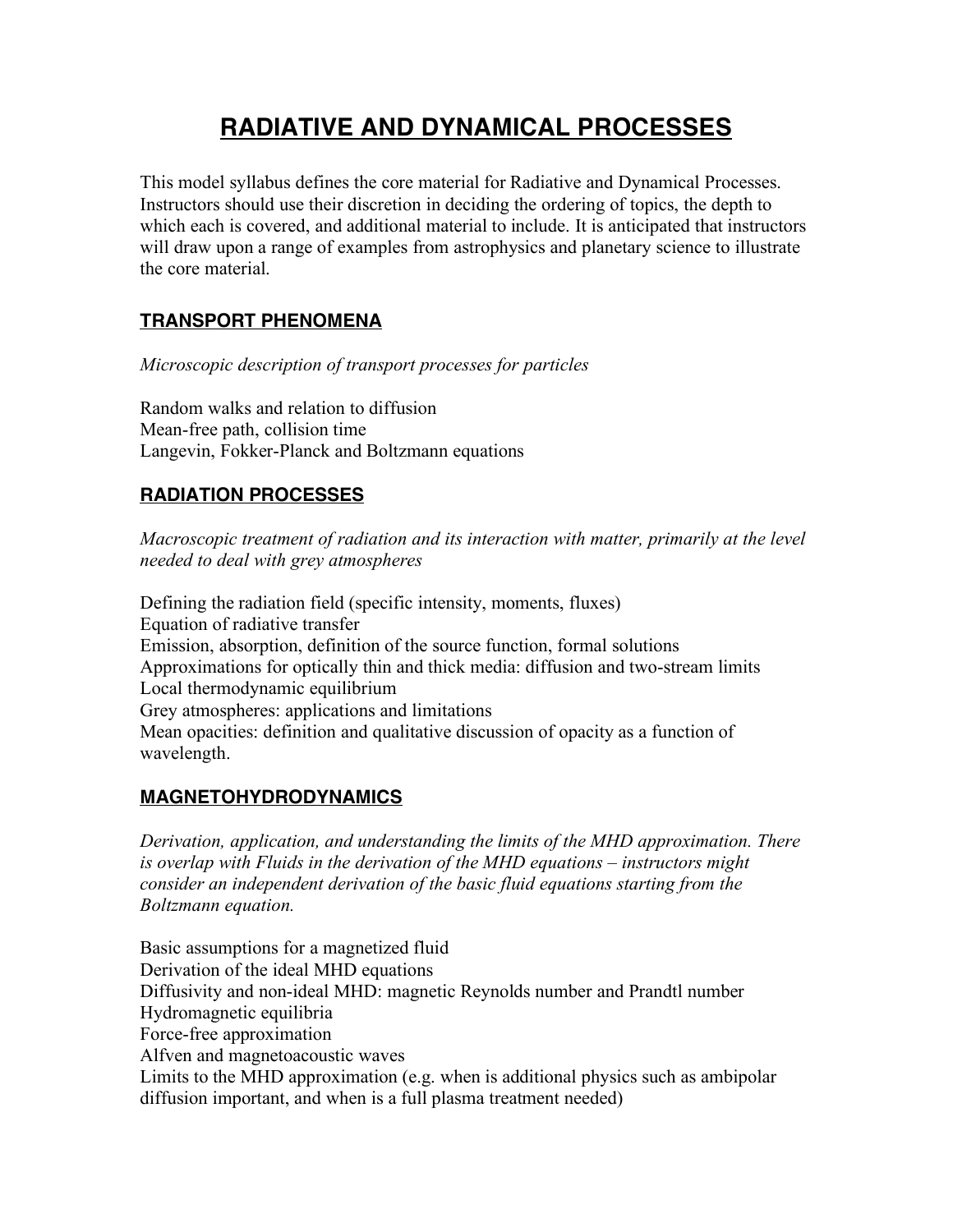# RADIATIVE AND DYNAMICAL PROCESSES

This model syllabus defines the core material for Radiative and Dynamical Processes. Instructors should use their discretion in deciding the ordering of topics, the depth to which each is covered, and additional material to include. It is anticipated that instructors will draw upon a range of examples from astrophysics and planetary science to illustrate the core material.

## TRANSPORT PHENOMENA

*Microscopic description of transport processes for particles*

Random walks and relation to diffusion
Mean-free path, collision time
Langevin, Fokker-Planck and Boltzmann equations

## RADIATION PROCESSES

*Macroscopic treatment of radiation and its interaction with matter, primarily at the level needed to deal with grey atmospheres*

Defining the radiation field (specific intensity, moments, fluxes)
Equation of radiative transfer
Emission, absorption, definition of the source function, formal solutions
Approximations for optically thin and thick media: diffusion and two-stream limits
Local thermodynamic equilibrium
Grey atmospheres: applications and limitations
Mean opacities: definition and qualitative discussion of opacity as a function of wavelength.

## MAGNETOHYDRODYNAMICS

*Derivation, application, and understanding the limits of the MHD approximation. There is overlap with Fluids in the derivation of the MHD equations – instructors might consider an independent derivation of the basic fluid equations starting from the Boltzmann equation.*

Basic assumptions for a magnetized fluid
Derivation of the ideal MHD equations
Diffusivity and non-ideal MHD: magnetic Reynolds number and Prandtl number
Hydromagnetic equilibria
Force-free approximation
Alfven and magnetoacoustic waves
Limits to the MHD approximation (e.g. when is additional physics such as ambipolar diffusion important, and when is a full plasma treatment needed)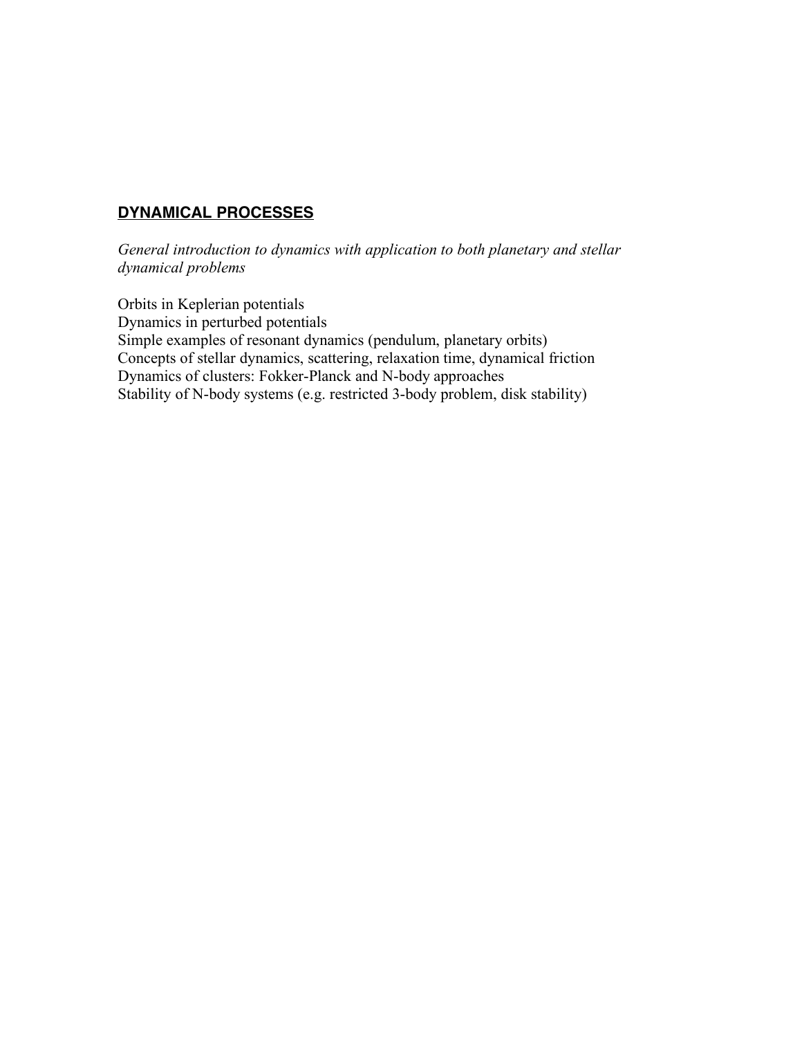## **DYNAMICAL PROCESSES**

*General introduction to dynamics with application to both planetary and stellar dynamical problems*

Orbits in Keplerian potentials
Dynamics in perturbed potentials
Simple examples of resonant dynamics (pendulum, planetary orbits)
Concepts of stellar dynamics, scattering, relaxation time, dynamical friction
Dynamics of clusters: Fokker-Planck and N-body approaches
Stability of N-body systems (e.g. restricted 3-body problem, disk stability)